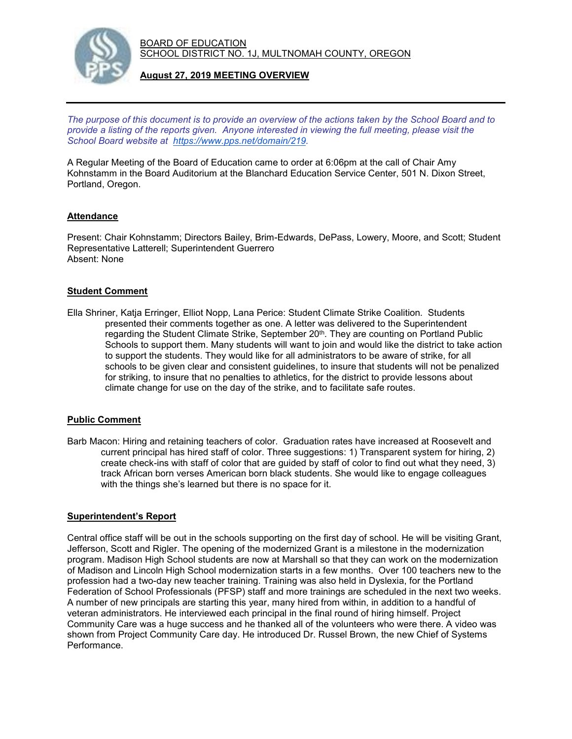BOARD OF EDUCATION
SCHOOL DISTRICT NO. 1J, MULTNOMAH COUNTY, OREGON

**August 27, 2019 MEETING OVERVIEW**

---

*The purpose of this document is to provide an overview of the actions taken by the School Board and to provide a listing of the reports given. Anyone interested in viewing the full meeting, please visit the School Board website at https://www.pps.net/domain/219.*

A Regular Meeting of the Board of Education came to order at 6:06pm at the call of Chair Amy Kohnstamm in the Board Auditorium at the Blanchard Education Service Center, 501 N. Dixon Street, Portland, Oregon.

## Attendance

Present: Chair Kohnstamm; Directors Bailey, Brim-Edwards, DePass, Lowery, Moore, and Scott; Student Representative Latterell; Superintendent Guerrero
Absent: None

## Student Comment

Ella Shriner, Katja Erringer, Elliot Nopp, Lana Perice: Student Climate Strike Coalition. Students presented their comments together as one. A letter was delivered to the Superintendent regarding the Student Climate Strike, September 20th. They are counting on Portland Public Schools to support them. Many students will want to join and would like the district to take action to support the students. They would like for all administrators to be aware of strike, for all schools to be given clear and consistent guidelines, to insure that students will not be penalized for striking, to insure that no penalties to athletics, for the district to provide lessons about climate change for use on the day of the strike, and to facilitate safe routes.

## Public Comment

Barb Macon: Hiring and retaining teachers of color. Graduation rates have increased at Roosevelt and current principal has hired staff of color. Three suggestions: 1) Transparent system for hiring, 2) create check-ins with staff of color that are guided by staff of color to find out what they need, 3) track African born verses American born black students. She would like to engage colleagues with the things she's learned but there is no space for it.

## Superintendent's Report

Central office staff will be out in the schools supporting on the first day of school. He will be visiting Grant, Jefferson, Scott and Rigler. The opening of the modernized Grant is a milestone in the modernization program. Madison High School students are now at Marshall so that they can work on the modernization of Madison and Lincoln High School modernization starts in a few months. Over 100 teachers new to the profession had a two-day new teacher training. Training was also held in Dyslexia, for the Portland Federation of School Professionals (PFSP) staff and more trainings are scheduled in the next two weeks. A number of new principals are starting this year, many hired from within, in addition to a handful of veteran administrators. He interviewed each principal in the final round of hiring himself. Project Community Care was a huge success and he thanked all of the volunteers who were there. A video was shown from Project Community Care day. He introduced Dr. Russel Brown, the new Chief of Systems Performance.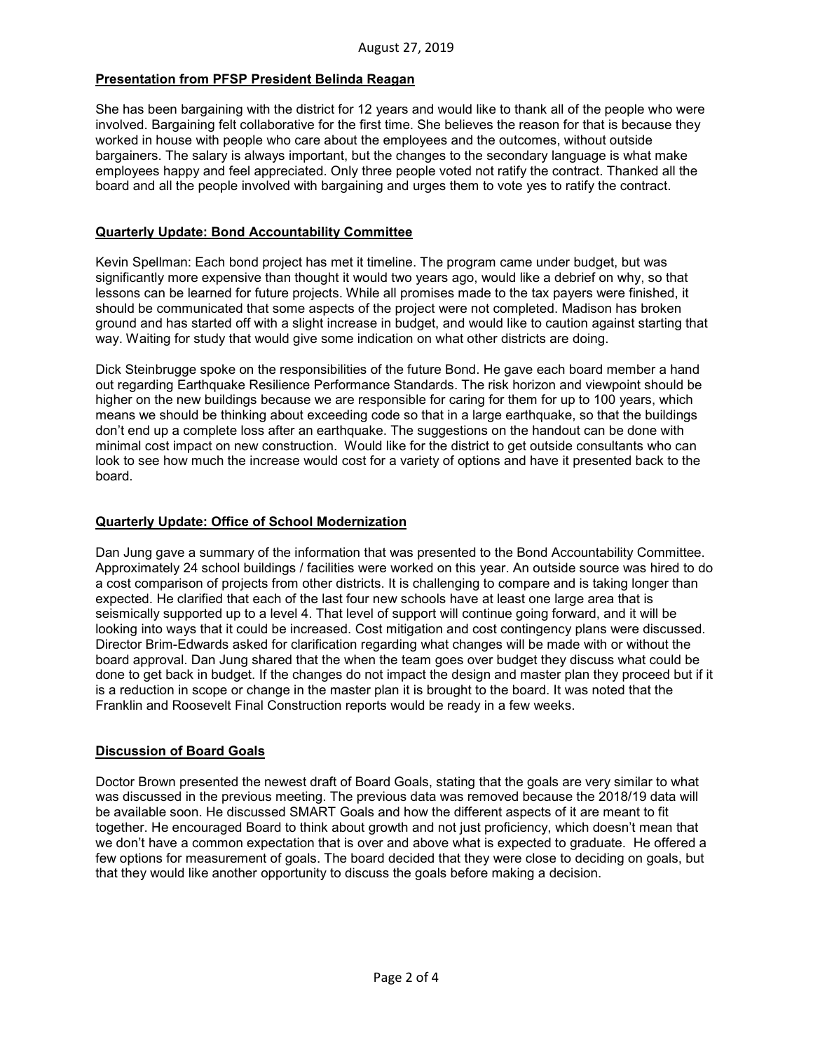## Presentation from PFSP President Belinda Reagan

She has been bargaining with the district for 12 years and would like to thank all of the people who were involved. Bargaining felt collaborative for the first time. She believes the reason for that is because they worked in house with people who care about the employees and the outcomes, without outside bargainers. The salary is always important, but the changes to the secondary language is what make employees happy and feel appreciated. Only three people voted not ratify the contract. Thanked all the board and all the people involved with bargaining and urges them to vote yes to ratify the contract.

## Quarterly Update: Bond Accountability Committee

Kevin Spellman: Each bond project has met it timeline. The program came under budget, but was significantly more expensive than thought it would two years ago, would like a debrief on why, so that lessons can be learned for future projects. While all promises made to the tax payers were finished, it should be communicated that some aspects of the project were not completed. Madison has broken ground and has started off with a slight increase in budget, and would like to caution against starting that way. Waiting for study that would give some indication on what other districts are doing.

Dick Steinbrugge spoke on the responsibilities of the future Bond. He gave each board member a hand out regarding Earthquake Resilience Performance Standards. The risk horizon and viewpoint should be higher on the new buildings because we are responsible for caring for them for up to 100 years, which means we should be thinking about exceeding code so that in a large earthquake, so that the buildings don't end up a complete loss after an earthquake. The suggestions on the handout can be done with minimal cost impact on new construction. Would like for the district to get outside consultants who can look to see how much the increase would cost for a variety of options and have it presented back to the board.

## Quarterly Update: Office of School Modernization

Dan Jung gave a summary of the information that was presented to the Bond Accountability Committee. Approximately 24 school buildings / facilities were worked on this year. An outside source was hired to do a cost comparison of projects from other districts. It is challenging to compare and is taking longer than expected. He clarified that each of the last four new schools have at least one large area that is seismically supported up to a level 4. That level of support will continue going forward, and it will be looking into ways that it could be increased. Cost mitigation and cost contingency plans were discussed. Director Brim-Edwards asked for clarification regarding what changes will be made with or without the board approval. Dan Jung shared that the when the team goes over budget they discuss what could be done to get back in budget. If the changes do not impact the design and master plan they proceed but if it is a reduction in scope or change in the master plan it is brought to the board. It was noted that the Franklin and Roosevelt Final Construction reports would be ready in a few weeks.

## Discussion of Board Goals

Doctor Brown presented the newest draft of Board Goals, stating that the goals are very similar to what was discussed in the previous meeting. The previous data was removed because the 2018/19 data will be available soon. He discussed SMART Goals and how the different aspects of it are meant to fit together. He encouraged Board to think about growth and not just proficiency, which doesn't mean that we don't have a common expectation that is over and above what is expected to graduate. He offered a few options for measurement of goals. The board decided that they were close to deciding on goals, but that they would like another opportunity to discuss the goals before making a decision.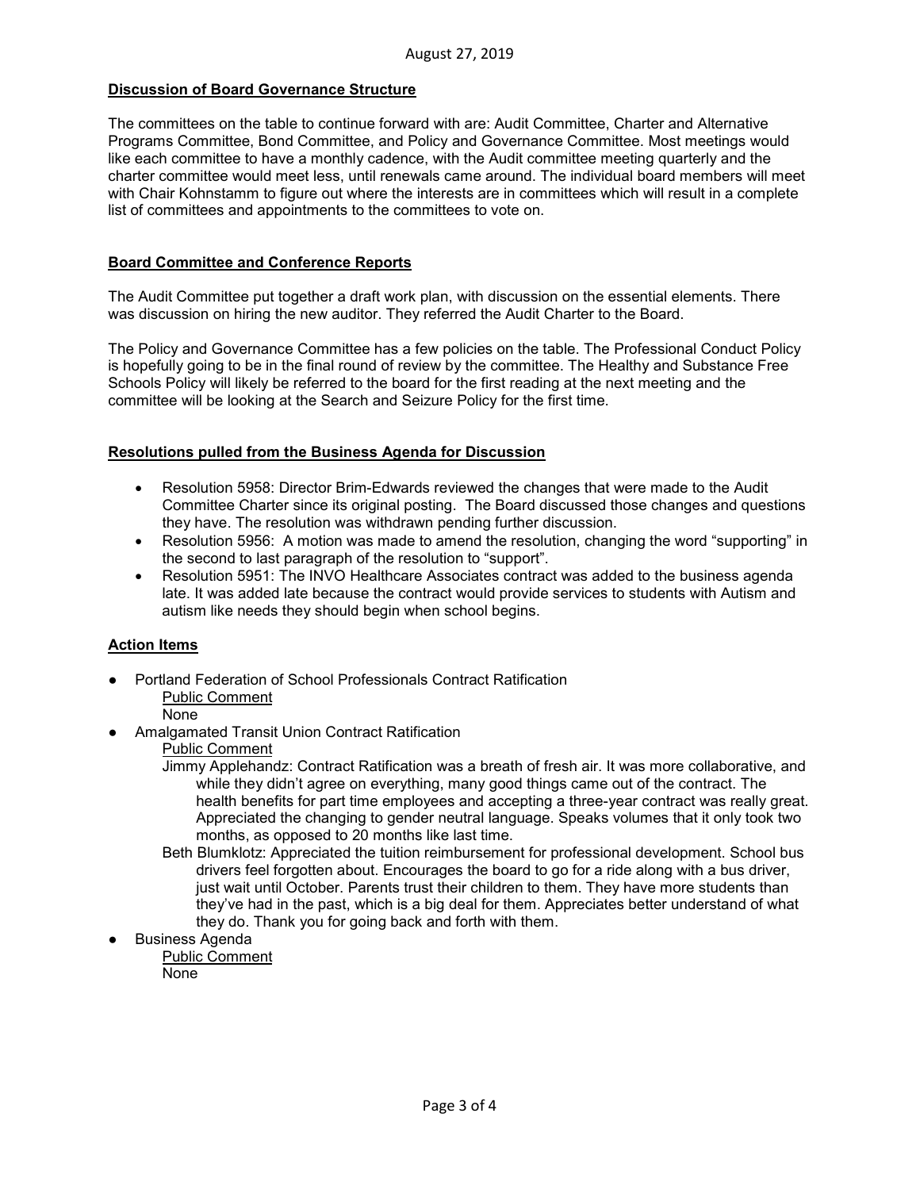August 27, 2019

**Discussion of Board Governance Structure**

The committees on the table to continue forward with are: Audit Committee, Charter and Alternative Programs Committee, Bond Committee, and Policy and Governance Committee. Most meetings would like each committee to have a monthly cadence, with the Audit committee meeting quarterly and the charter committee would meet less, until renewals came around. The individual board members will meet with Chair Kohnstamm to figure out where the interests are in committees which will result in a complete list of committees and appointments to the committees to vote on.

**Board Committee and Conference Reports**

The Audit Committee put together a draft work plan, with discussion on the essential elements. There was discussion on hiring the new auditor. They referred the Audit Charter to the Board.

The Policy and Governance Committee has a few policies on the table. The Professional Conduct Policy is hopefully going to be in the final round of review by the committee. The Healthy and Substance Free Schools Policy will likely be referred to the board for the first reading at the next meeting and the committee will be looking at the Search and Seizure Policy for the first time.

**Resolutions pulled from the Business Agenda for Discussion**

- Resolution 5958: Director Brim-Edwards reviewed the changes that were made to the Audit Committee Charter since its original posting. The Board discussed those changes and questions they have. The resolution was withdrawn pending further discussion.
- Resolution 5956: A motion was made to amend the resolution, changing the word "supporting" in the second to last paragraph of the resolution to "support".
- Resolution 5951: The INVO Healthcare Associates contract was added to the business agenda late. It was added late because the contract would provide services to students with Autism and autism like needs they should begin when school begins.

**Action Items**

- Portland Federation of School Professionals Contract Ratification
  - Public Comment
  - None
- Amalgamated Transit Union Contract Ratification
  - Public Comment
  - Jimmy Applehandz: Contract Ratification was a breath of fresh air. It was more collaborative, and while they didn't agree on everything, many good things came out of the contract. The health benefits for part time employees and accepting a three-year contract was really great. Appreciated the changing to gender neutral language. Speaks volumes that it only took two months, as opposed to 20 months like last time.
  - Beth Blumklotz: Appreciated the tuition reimbursement for professional development. School bus drivers feel forgotten about. Encourages the board to go for a ride along with a bus driver, just wait until October. Parents trust their children to them. They have more students than they've had in the past, which is a big deal for them. Appreciates better understand of what they do. Thank you for going back and forth with them.
- Business Agenda
  - Public Comment
  - None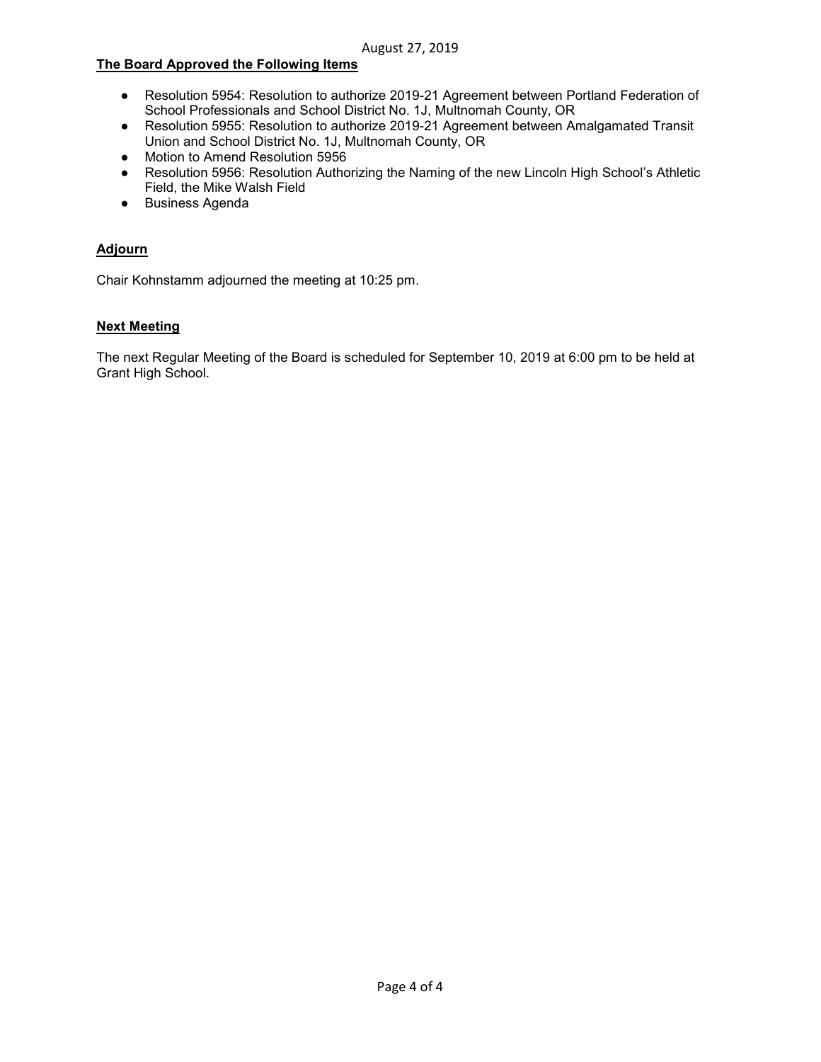**The Board Approved the Following Items**

- Resolution 5954: Resolution to authorize 2019-21 Agreement between Portland Federation of School Professionals and School District No. 1J, Multnomah County, OR
- Resolution 5955: Resolution to authorize 2019-21 Agreement between Amalgamated Transit Union and School District No. 1J, Multnomah County, OR
- Motion to Amend Resolution 5956
- Resolution 5956: Resolution Authorizing the Naming of the new Lincoln High School's Athletic Field, the Mike Walsh Field
- Business Agenda

**Adjourn**

Chair Kohnstamm adjourned the meeting at 10:25 pm.

**Next Meeting**

The next Regular Meeting of the Board is scheduled for September 10, 2019 at 6:00 pm to be held at Grant High School.